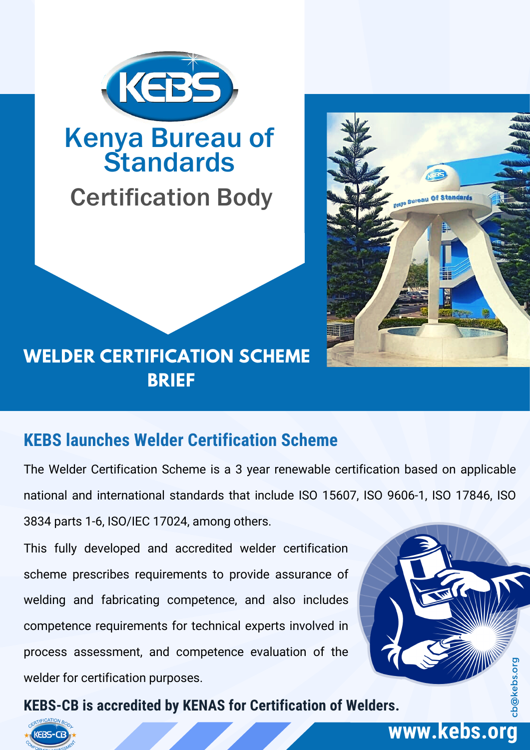# Kenya Bureau of Standards

## Certification Body

# WELDER CERTIFICATION SCHEME BRIEF

## KEBS launches Welder Certification Scheme

The Welder Certification Scheme is a 3 year renewable certification based on applicable national and international standards that include ISO 15607, ISO 9606-1, ISO 17846, ISO 3834 parts 1-6, ISO/IEC 17024, among others.

This fully developed and accredited welder certification scheme prescribes requirements to provide assurance of welding and fabricating competence, and also includes competence requirements for technical experts involved in process assessment, and competence evaluation of the welder for certification purposes.

**KEBS-CB is accredited by KENAS for Certification of Welders.**

cb@kebs.org

**www.kebs.org**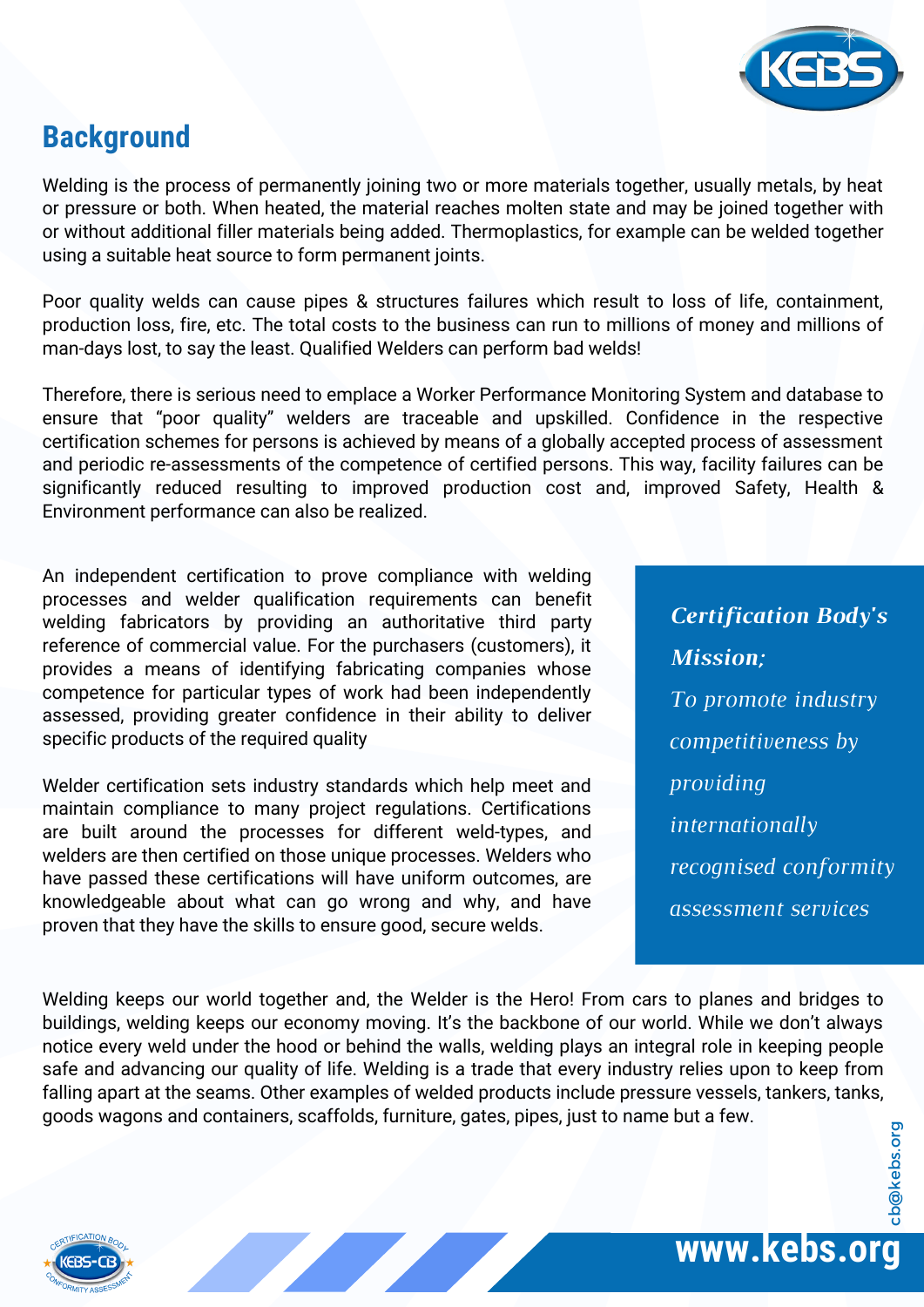## Background

Welding is the process of permanently joining two or more materials together, usually metals, by heat or pressure or both. When heated, the material reaches molten state and may be joined together with or without additional filler materials being added. Thermoplastics, for example can be welded together using a suitable heat source to form permanent joints.

Poor quality welds can cause pipes & structures failures which result to loss of life, containment, production loss, fire, etc. The total costs to the business can run to millions of money and millions of man-days lost, to say the least. Qualified Welders can perform bad welds!

Therefore, there is serious need to emplace a Worker Performance Monitoring System and database to ensure that "poor quality" welders are traceable and upskilled. Confidence in the respective certification schemes for persons is achieved by means of a globally accepted process of assessment and periodic re-assessments of the competence of certified persons. This way, facility failures can be significantly reduced resulting to improved production cost and, improved Safety, Health & Environment performance can also be realized.

An independent certification to prove compliance with welding processes and welder qualification requirements can benefit welding fabricators by providing an authoritative third party reference of commercial value. For the purchasers (customers), it provides a means of identifying fabricating companies whose competence for particular types of work had been independently assessed, providing greater confidence in their ability to deliver specific products of the required quality

Welder certification sets industry standards which help meet and maintain compliance to many project regulations. Certifications are built around the processes for different weld-types, and welders are then certified on those unique processes. Welders who have passed these certifications will have uniform outcomes, are knowledgeable about what can go wrong and why, and have proven that they have the skills to ensure good, secure welds.

***Certification Body's Mission;***

*To promote industry competitiveness by providing internationally recognised conformity assessment services*

Welding keeps our world together and, the Welder is the Hero! From cars to planes and bridges to buildings, welding keeps our economy moving. It's the backbone of our world. While we don't always notice every weld under the hood or behind the walls, welding plays an integral role in keeping people safe and advancing our quality of life. Welding is a trade that every industry relies upon to keep from falling apart at the seams. Other examples of welded products include pressure vessels, tankers, tanks, goods wagons and containers, scaffolds, furniture, gates, pipes, just to name but a few.

cb@kebs.org

www.kebs.org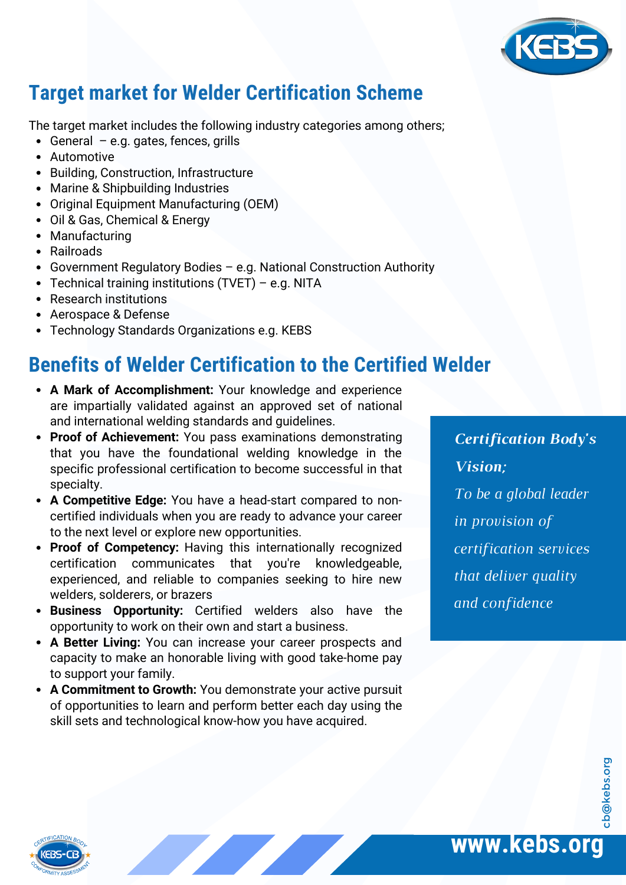## Target market for Welder Certification Scheme

The target market includes the following industry categories among others;

- General – e.g. gates, fences, grills
- Automotive
- Building, Construction, Infrastructure
- Marine & Shipbuilding Industries
- Original Equipment Manufacturing (OEM)
- Oil & Gas, Chemical & Energy
- Manufacturing
- Railroads
- Government Regulatory Bodies – e.g. National Construction Authority
- Technical training institutions (TVET) – e.g. NITA
- Research institutions
- Aerospace & Defense
- Technology Standards Organizations e.g. KEBS

## Benefits of Welder Certification to the Certified Welder

- **A Mark of Accomplishment:** Your knowledge and experience are impartially validated against an approved set of national and international welding standards and guidelines.
- **Proof of Achievement:** You pass examinations demonstrating that you have the foundational welding knowledge in the specific professional certification to become successful in that specialty.
- **A Competitive Edge:** You have a head-start compared to non-certified individuals when you are ready to advance your career to the next level or explore new opportunities.
- **Proof of Competency:** Having this internationally recognized certification communicates that you're knowledgeable, experienced, and reliable to companies seeking to hire new welders, solderers, or brazers
- **Business Opportunity:** Certified welders also have the opportunity to work on their own and start a business.
- **A Better Living:** You can increase your career prospects and capacity to make an honorable living with good take-home pay to support your family.
- **A Commitment to Growth:** You demonstrate your active pursuit of opportunities to learn and perform better each day using the skill sets and technological know-how you have acquired.

***Certification Body's Vision;***

*To be a global leader in provision of certification services that deliver quality and confidence*

cb@kebs.org

www.kebs.org